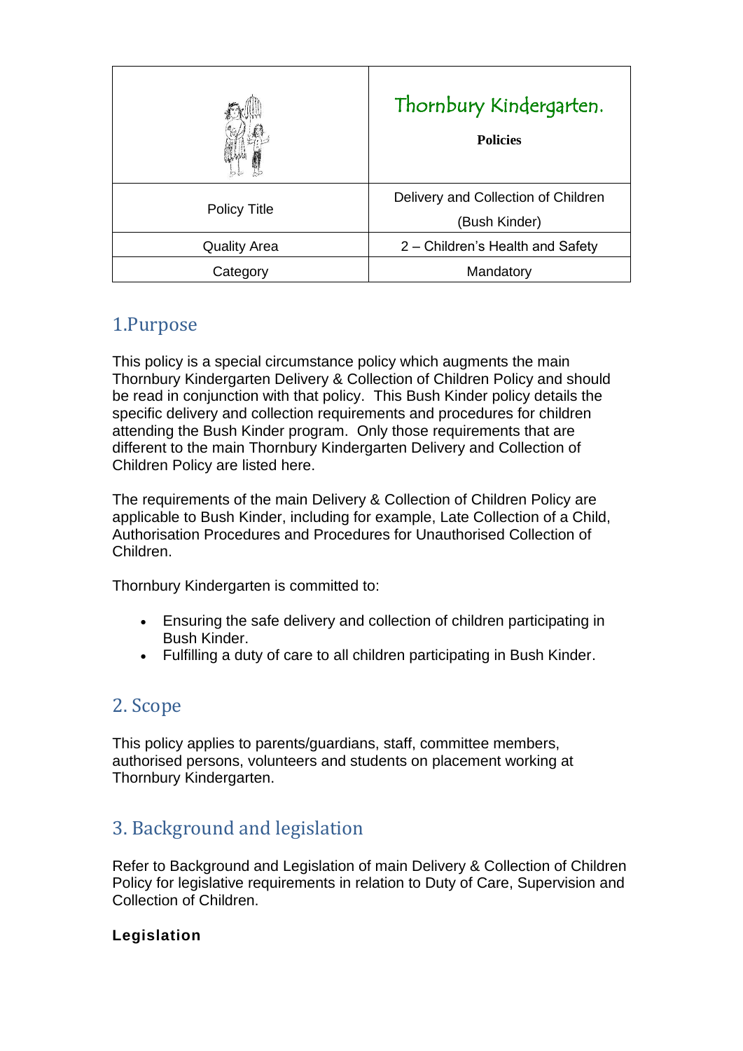| | Thornbury Kindergarten.<br>**Policies** |
|---|---|
| Policy Title | Delivery and Collection of Children (Bush Kinder) |
| Quality Area | 2 – Children's Health and Safety |
| Category | Mandatory |

## 1.Purpose

This policy is a special circumstance policy which augments the main Thornbury Kindergarten Delivery & Collection of Children Policy and should be read in conjunction with that policy. This Bush Kinder policy details the specific delivery and collection requirements and procedures for children attending the Bush Kinder program. Only those requirements that are different to the main Thornbury Kindergarten Delivery and Collection of Children Policy are listed here.

The requirements of the main Delivery & Collection of Children Policy are applicable to Bush Kinder, including for example, Late Collection of a Child, Authorisation Procedures and Procedures for Unauthorised Collection of Children.

Thornbury Kindergarten is committed to:

- Ensuring the safe delivery and collection of children participating in Bush Kinder.
- Fulfilling a duty of care to all children participating in Bush Kinder.

## 2. Scope

This policy applies to parents/guardians, staff, committee members, authorised persons, volunteers and students on placement working at Thornbury Kindergarten.

## 3. Background and legislation

Refer to Background and Legislation of main Delivery & Collection of Children Policy for legislative requirements in relation to Duty of Care, Supervision and Collection of Children.

**Legislation**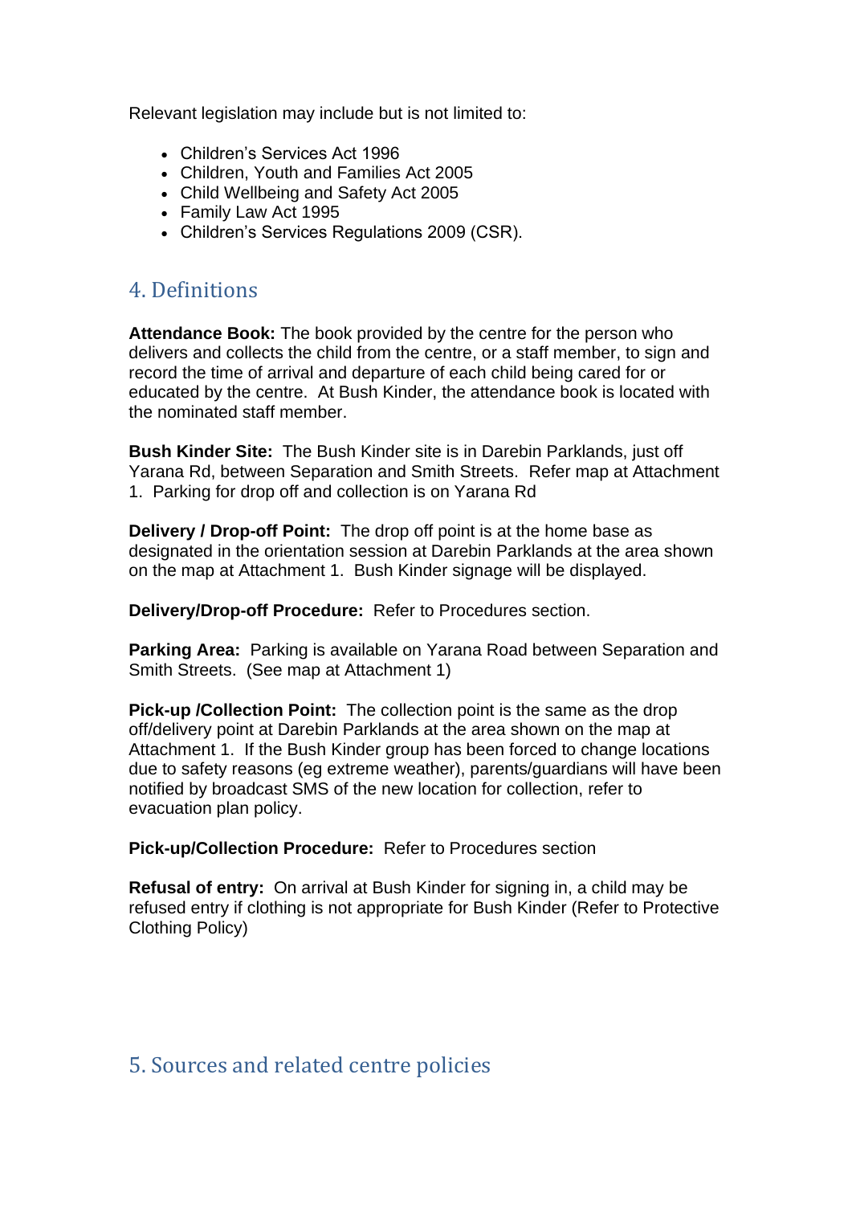Relevant legislation may include but is not limited to:

- Children's Services Act 1996
- Children, Youth and Families Act 2005
- Child Wellbeing and Safety Act 2005
- Family Law Act 1995
- Children's Services Regulations 2009 (CSR).

## 4. Definitions

**Attendance Book:** The book provided by the centre for the person who delivers and collects the child from the centre, or a staff member, to sign and record the time of arrival and departure of each child being cared for or educated by the centre. At Bush Kinder, the attendance book is located with the nominated staff member.

**Bush Kinder Site:** The Bush Kinder site is in Darebin Parklands, just off Yarana Rd, between Separation and Smith Streets. Refer map at Attachment 1. Parking for drop off and collection is on Yarana Rd

**Delivery / Drop-off Point:** The drop off point is at the home base as designated in the orientation session at Darebin Parklands at the area shown on the map at Attachment 1. Bush Kinder signage will be displayed.

**Delivery/Drop-off Procedure:** Refer to Procedures section.

**Parking Area:** Parking is available on Yarana Road between Separation and Smith Streets. (See map at Attachment 1)

**Pick-up /Collection Point:** The collection point is the same as the drop off/delivery point at Darebin Parklands at the area shown on the map at Attachment 1. If the Bush Kinder group has been forced to change locations due to safety reasons (eg extreme weather), parents/guardians will have been notified by broadcast SMS of the new location for collection, refer to evacuation plan policy.

**Pick-up/Collection Procedure:** Refer to Procedures section

**Refusal of entry:** On arrival at Bush Kinder for signing in, a child may be refused entry if clothing is not appropriate for Bush Kinder (Refer to Protective Clothing Policy)

## 5. Sources and related centre policies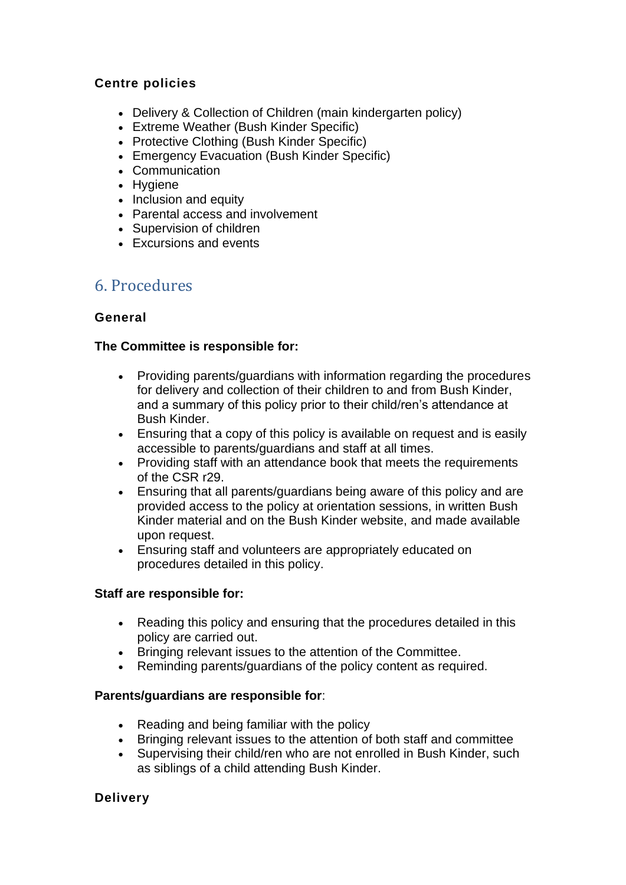**Centre policies**

- Delivery & Collection of Children (main kindergarten policy)
- Extreme Weather (Bush Kinder Specific)
- Protective Clothing (Bush Kinder Specific)
- Emergency Evacuation (Bush Kinder Specific)
- Communication
- Hygiene
- Inclusion and equity
- Parental access and involvement
- Supervision of children
- Excursions and events

## 6. Procedures

**General**

**The Committee is responsible for:**

- Providing parents/guardians with information regarding the procedures for delivery and collection of their children to and from Bush Kinder, and a summary of this policy prior to their child/ren's attendance at Bush Kinder.
- Ensuring that a copy of this policy is available on request and is easily accessible to parents/guardians and staff at all times.
- Providing staff with an attendance book that meets the requirements of the CSR r29.
- Ensuring that all parents/guardians being aware of this policy and are provided access to the policy at orientation sessions, in written Bush Kinder material and on the Bush Kinder website, and made available upon request.
- Ensuring staff and volunteers are appropriately educated on procedures detailed in this policy.

**Staff are responsible for:**

- Reading this policy and ensuring that the procedures detailed in this policy are carried out.
- Bringing relevant issues to the attention of the Committee.
- Reminding parents/guardians of the policy content as required.

**Parents/guardians are responsible for**:

- Reading and being familiar with the policy
- Bringing relevant issues to the attention of both staff and committee
- Supervising their child/ren who are not enrolled in Bush Kinder, such as siblings of a child attending Bush Kinder.

**Delivery**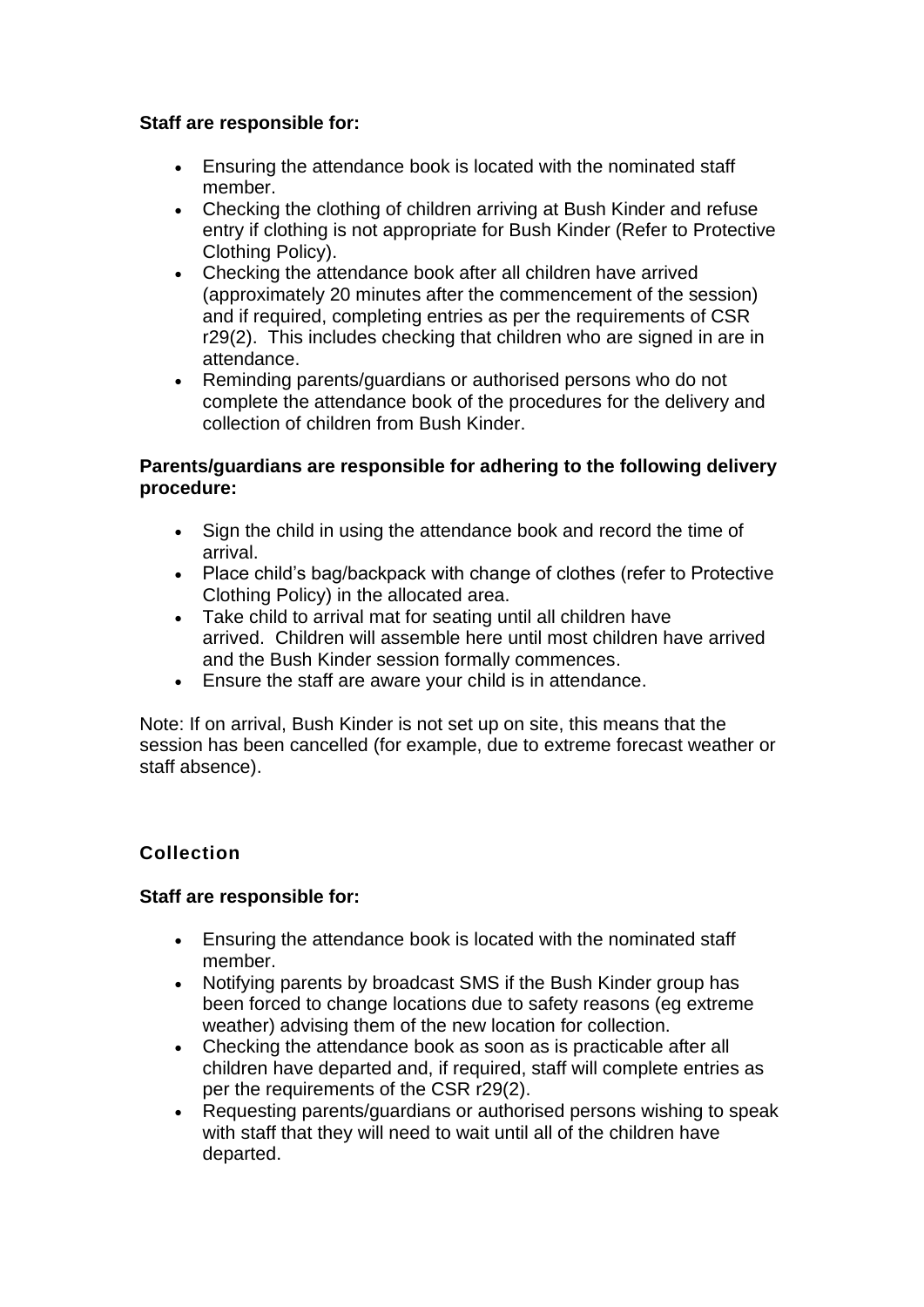**Staff are responsible for:**

- Ensuring the attendance book is located with the nominated staff member.
- Checking the clothing of children arriving at Bush Kinder and refuse entry if clothing is not appropriate for Bush Kinder (Refer to Protective Clothing Policy).
- Checking the attendance book after all children have arrived (approximately 20 minutes after the commencement of the session) and if required, completing entries as per the requirements of CSR r29(2). This includes checking that children who are signed in are in attendance.
- Reminding parents/guardians or authorised persons who do not complete the attendance book of the procedures for the delivery and collection of children from Bush Kinder.

**Parents/guardians are responsible for adhering to the following delivery procedure:**

- Sign the child in using the attendance book and record the time of arrival.
- Place child's bag/backpack with change of clothes (refer to Protective Clothing Policy) in the allocated area.
- Take child to arrival mat for seating until all children have arrived. Children will assemble here until most children have arrived and the Bush Kinder session formally commences.
- Ensure the staff are aware your child is in attendance.

Note: If on arrival, Bush Kinder is not set up on site, this means that the session has been cancelled (for example, due to extreme forecast weather or staff absence).

### Collection

**Staff are responsible for:**

- Ensuring the attendance book is located with the nominated staff member.
- Notifying parents by broadcast SMS if the Bush Kinder group has been forced to change locations due to safety reasons (eg extreme weather) advising them of the new location for collection.
- Checking the attendance book as soon as is practicable after all children have departed and, if required, staff will complete entries as per the requirements of the CSR r29(2).
- Requesting parents/guardians or authorised persons wishing to speak with staff that they will need to wait until all of the children have departed.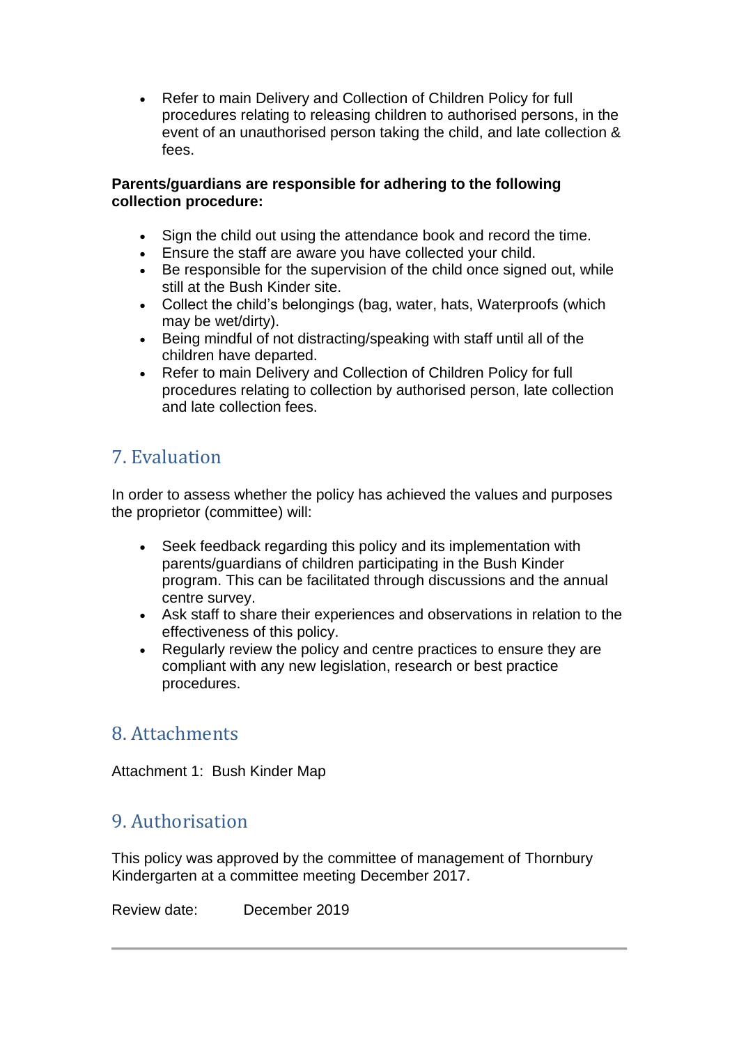- Refer to main Delivery and Collection of Children Policy for full procedures relating to releasing children to authorised persons, in the event of an unauthorised person taking the child, and late collection & fees.

**Parents/guardians are responsible for adhering to the following collection procedure:**

- Sign the child out using the attendance book and record the time.
- Ensure the staff are aware you have collected your child.
- Be responsible for the supervision of the child once signed out, while still at the Bush Kinder site.
- Collect the child's belongings (bag, water, hats, Waterproofs (which may be wet/dirty).
- Being mindful of not distracting/speaking with staff until all of the children have departed.
- Refer to main Delivery and Collection of Children Policy for full procedures relating to collection by authorised person, late collection and late collection fees.

## 7. Evaluation

In order to assess whether the policy has achieved the values and purposes the proprietor (committee) will:

- Seek feedback regarding this policy and its implementation with parents/guardians of children participating in the Bush Kinder program. This can be facilitated through discussions and the annual centre survey.
- Ask staff to share their experiences and observations in relation to the effectiveness of this policy.
- Regularly review the policy and centre practices to ensure they are compliant with any new legislation, research or best practice procedures.

## 8. Attachments

Attachment 1: Bush Kinder Map

## 9. Authorisation

This policy was approved by the committee of management of Thornbury Kindergarten at a committee meeting December 2017.

Review date: December 2019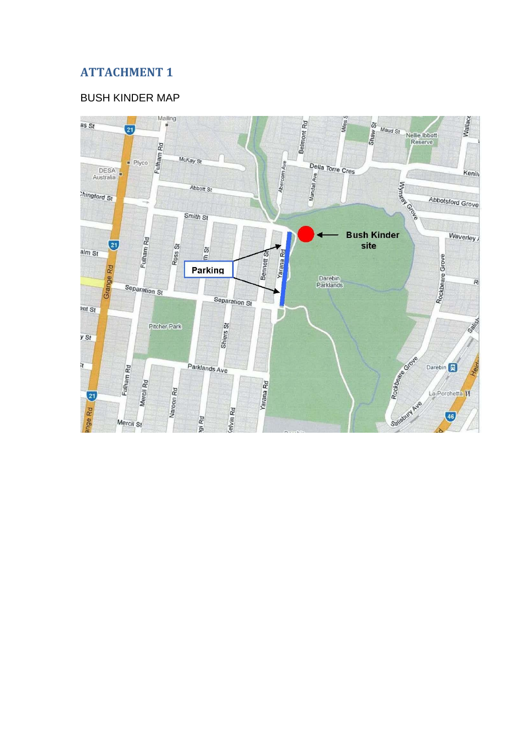# ATTACHMENT 1

BUSH KINDER MAP

Bush Kinder site

Parking

Darebin Parklands

Yarana Rd

Separation St

Smith St

Grange Rd

Fulham Rd

Pitcher Park

Parklands Ave

Della Torre Cres

Abbotsford Grove

Rockbeare Grove

Nellie Ibbott Reserve